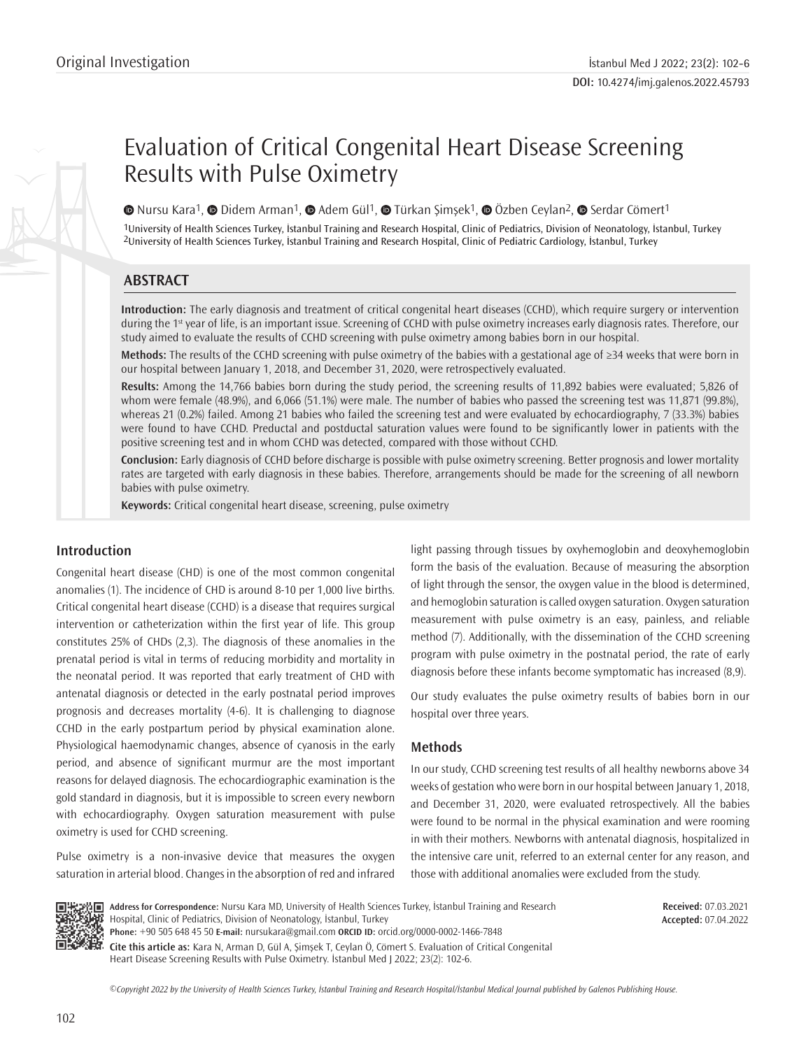Original Investigation

DOI: 10.4274/imj.galenos.2022.45793

# Evaluation of Critical Congenital Heart Disease Screening Results with Pulse Oximetry

Nursu Kara[1], Didem Arman[1], Adem Gül[1], Türkan Şimşek[1], Özben Ceylan[2], Serdar Cömert[1]

[1]University of Health Sciences Turkey, İstanbul Training and Research Hospital, Clinic of Pediatrics, Division of Neonatology, İstanbul, Turkey
[2]University of Health Sciences Turkey, İstanbul Training and Research Hospital, Clinic of Pediatric Cardiology, İstanbul, Turkey

## ABSTRACT

**Introduction:** The early diagnosis and treatment of critical congenital heart diseases (CCHD), which require surgery or intervention during the 1st year of life, is an important issue. Screening of CCHD with pulse oximetry increases early diagnosis rates. Therefore, our study aimed to evaluate the results of CCHD screening with pulse oximetry among babies born in our hospital.

**Methods:** The results of the CCHD screening with pulse oximetry of the babies with a gestational age of ≥34 weeks that were born in our hospital between January 1, 2018, and December 31, 2020, were retrospectively evaluated.

**Results:** Among the 14,766 babies born during the study period, the screening results of 11,892 babies were evaluated; 5,826 of whom were female (48.9%), and 6,066 (51.1%) were male. The number of babies who passed the screening test was 11,871 (99.8%), whereas 21 (0.2%) failed. Among 21 babies who failed the screening test and were evaluated by echocardiography, 7 (33.3%) babies were found to have CCHD. Preductal and postductal saturation values were found to be significantly lower in patients with the positive screening test and in whom CCHD was detected, compared with those without CCHD.

**Conclusion:** Early diagnosis of CCHD before discharge is possible with pulse oximetry screening. Better prognosis and lower mortality rates are targeted with early diagnosis in these babies. Therefore, arrangements should be made for the screening of all newborn babies with pulse oximetry.

**Keywords:** Critical congenital heart disease, screening, pulse oximetry

## Introduction

Congenital heart disease (CHD) is one of the most common congenital anomalies (1). The incidence of CHD is around 8-10 per 1,000 live births. Critical congenital heart disease (CCHD) is a disease that requires surgical intervention or catheterization within the first year of life. This group constitutes 25% of CHDs (2,3). The diagnosis of these anomalies in the prenatal period is vital in terms of reducing morbidity and mortality in the neonatal period. It was reported that early treatment of CHD with antenatal diagnosis or detected in the early postnatal period improves prognosis and decreases mortality (4-6). It is challenging to diagnose CCHD in the early postpartum period by physical examination alone. Physiological haemodynamic changes, absence of cyanosis in the early period, and absence of significant murmur are the most important reasons for delayed diagnosis. The echocardiographic examination is the gold standard in diagnosis, but it is impossible to screen every newborn with echocardiography. Oxygen saturation measurement with pulse oximetry is used for CCHD screening.

Pulse oximetry is a non-invasive device that measures the oxygen saturation in arterial blood. Changes in the absorption of red and infrared light passing through tissues by oxyhemoglobin and deoxyhemoglobin form the basis of the evaluation. Because of measuring the absorption of light through the sensor, the oxygen value in the blood is determined, and hemoglobin saturation is called oxygen saturation. Oxygen saturation measurement with pulse oximetry is an easy, painless, and reliable method (7). Additionally, with the dissemination of the CCHD screening program with pulse oximetry in the postnatal period, the rate of early diagnosis before these infants become symptomatic has increased (8,9).

Our study evaluates the pulse oximetry results of babies born in our hospital over three years.

## Methods

In our study, CCHD screening test results of all healthy newborns above 34 weeks of gestation who were born in our hospital between January 1, 2018, and December 31, 2020, were evaluated retrospectively. All the babies were found to be normal in the physical examination and were rooming in with their mothers. Newborns with antenatal diagnosis, hospitalized in the intensive care unit, referred to an external center for any reason, and those with additional anomalies were excluded from the study.

**Address for Correspondence:** Nursu Kara MD, University of Health Sciences Turkey, İstanbul Training and Research Hospital, Clinic of Pediatrics, Division of Neonatology, İstanbul, Turkey
**Phone:** +90 505 648 45 50 **E-mail:** nursukara@gmail.com **ORCID ID:** orcid.org/0000-0002-1466-7848

**Received:** 07.03.2021
**Accepted:** 07.04.2022

**Cite this article as:** Kara N, Arman D, Gül A, Şimşek T, Ceylan Ö, Cömert S. Evaluation of Critical Congenital Heart Disease Screening Results with Pulse Oximetry. İstanbul Med J 2022; 23(2): 102-6.

*©Copyright 2022 by the University of Health Sciences Turkey, İstanbul Training and Research Hospital/İstanbul Medical Journal published by Galenos Publishing House.*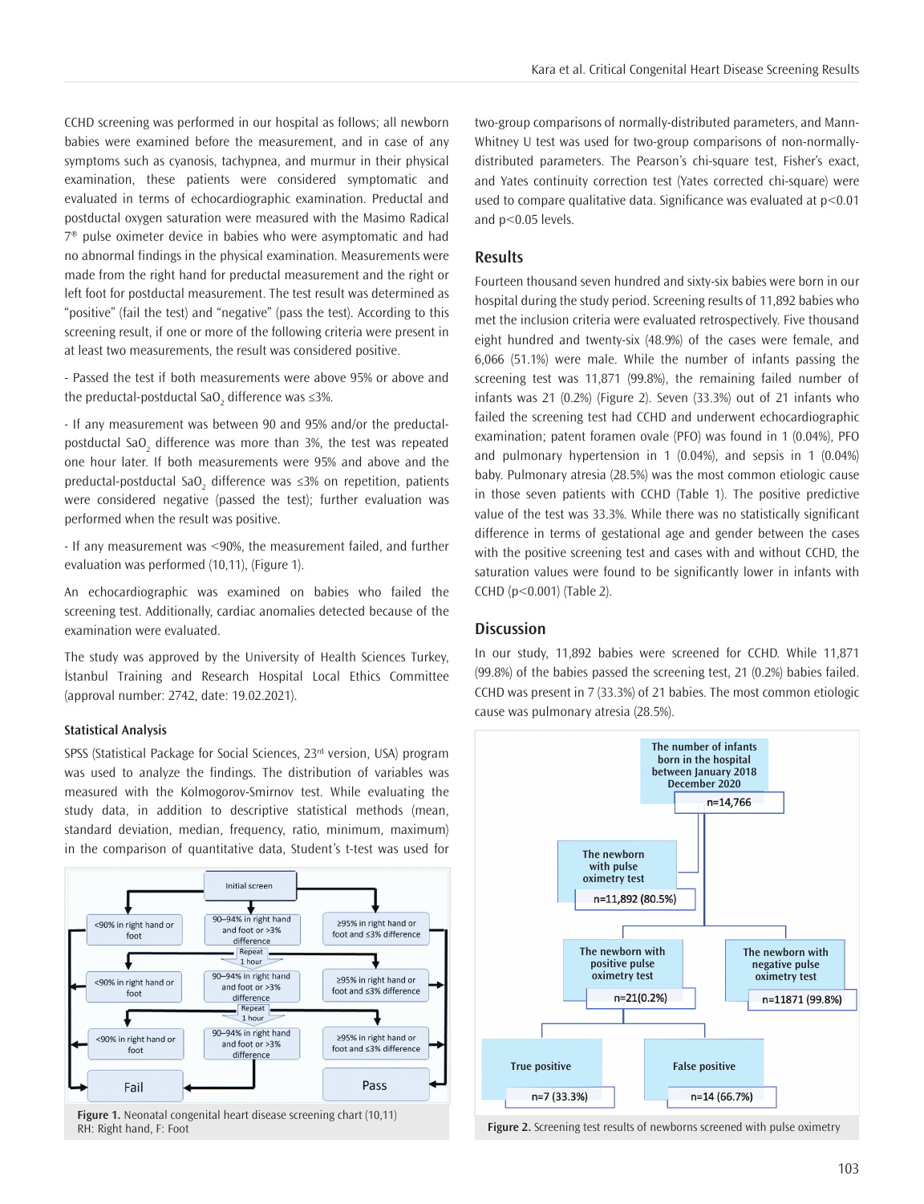CCHD screening was performed in our hospital as follows; all newborn babies were examined before the measurement, and in case of any symptoms such as cyanosis, tachypnea, and murmur in their physical examination, these patients were considered symptomatic and evaluated in terms of echocardiographic examination. Preductal and postductal oxygen saturation were measured with the Masimo Radical 7® pulse oximeter device in babies who were asymptomatic and had no abnormal findings in the physical examination. Measurements were made from the right hand for preductal measurement and the right or left foot for postductal measurement. The test result was determined as "positive" (fail the test) and "negative" (pass the test). According to this screening result, if one or more of the following criteria were present in at least two measurements, the result was considered positive.

- Passed the test if both measurements were above 95% or above and the preductal-postductal $SaO_2$ difference was ≤3%.

- If any measurement was between 90 and 95% and/or the preductal-postductal $SaO_2$ difference was more than 3%, the test was repeated one hour later. If both measurements were 95% and above and the preductal-postductal $SaO_2$ difference was ≤3% on repetition, patients were considered negative (passed the test); further evaluation was performed when the result was positive.

- If any measurement was <90%, the measurement failed, and further evaluation was performed (10,11), (Figure 1).

An echocardiographic was examined on babies who failed the screening test. Additionally, cardiac anomalies detected because of the examination were evaluated.

The study was approved by the University of Health Sciences Turkey, İstanbul Training and Research Hospital Local Ethics Committee (approval number: 2742, date: 19.02.2021).

### Statistical Analysis

SPSS (Statistical Package for Social Sciences, 23rd version, USA) program was used to analyze the findings. The distribution of variables was measured with the Kolmogorov-Smirnov test. While evaluating the study data, in addition to descriptive statistical methods (mean, standard deviation, median, frequency, ratio, minimum, maximum) in the comparison of quantitative data, Student's t-test was used for two-group comparisons of normally-distributed parameters, and Mann-Whitney U test was used for two-group comparisons of non-normally-distributed parameters. The Pearson's chi-square test, Fisher's exact, and Yates continuity correction test (Yates corrected chi-square) were used to compare qualitative data. Significance was evaluated at p<0.01 and p<0.05 levels.

Initial screen

| <90% in right hand or foot | 90–94% in right hand and foot or >3% difference | ≥95% in right hand or foot and ≤3% difference |
|---|---|---|
| | Repeat 1 hour | |
| <90% in right hand or foot | 90–94% in right hand and foot or >3% difference | ≥95% in right hand or foot and ≤3% difference |
| | Repeat 1 hour | |
| <90% in right hand or foot | 90–94% in right hand and foot or >3% difference | ≥95% in right hand or foot and ≤3% difference |
| Fail | | Pass |

**Figure 1.** Neonatal congenital heart disease screening chart (10,11)
RH: Right hand, F: Foot

## Results

Fourteen thousand seven hundred and sixty-six babies were born in our hospital during the study period. Screening results of 11,892 babies who met the inclusion criteria were evaluated retrospectively. Five thousand eight hundred and twenty-six (48.9%) of the cases were female, and 6,066 (51.1%) were male. While the number of infants passing the screening test was 11,871 (99.8%), the remaining failed number of infants was 21 (0.2%) (Figure 2). Seven (33.3%) out of 21 infants who failed the screening test had CCHD and underwent echocardiographic examination; patent foramen ovale (PFO) was found in 1 (0.04%), PFO and pulmonary hypertension in 1 (0.04%), and sepsis in 1 (0.04%) baby. Pulmonary atresia (28.5%) was the most common etiologic cause in those seven patients with CCHD (Table 1). The positive predictive value of the test was 33.3%. While there was no statistically significant difference in terms of gestational age and gender between the cases with the positive screening test and cases with and without CCHD, the saturation values were found to be significantly lower in infants with CCHD (p<0.001) (Table 2).

## Discussion

In our study, 11,892 babies were screened for CCHD. While 11,871 (99.8%) of the babies passed the screening test, 21 (0.2%) babies failed. CCHD was present in 7 (33.3%) of 21 babies. The most common etiologic cause was pulmonary atresia (28.5%).

The number of infants born in the hospital between January 2018 December 2020: n=14,766

The newborn with pulse oximetry test: n=11,892 (80.5%)

The newborn with positive pulse oximetry test: n=21(0.2%)

The newborn with negative pulse oximetry test: n=11871 (99.8%)

True positive: n=7 (33.3%)

False positive: n=14 (66.7%)

**Figure 2.** Screening test results of newborns screened with pulse oximetry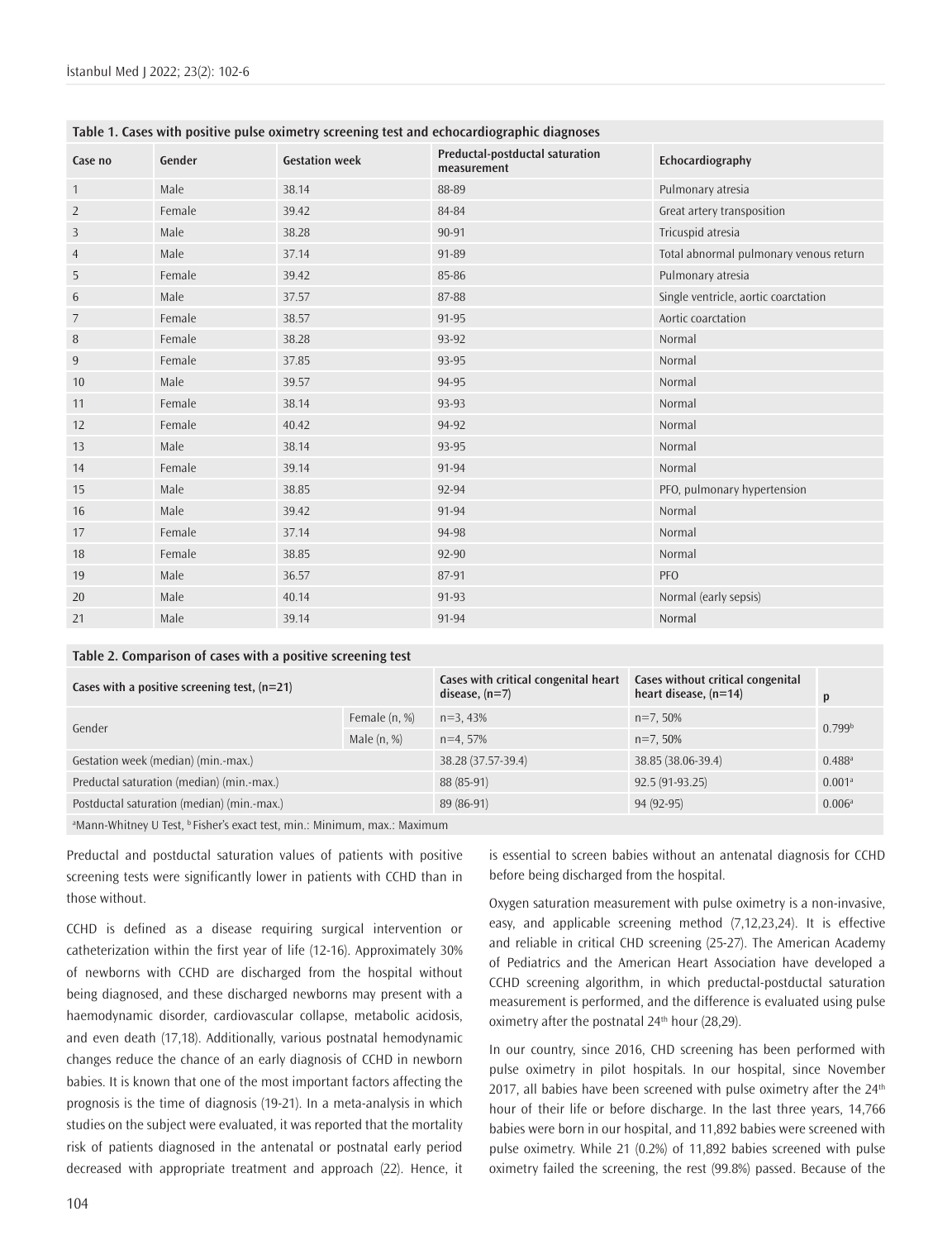**Table 1. Cases with positive pulse oximetry screening test and echocardiographic diagnoses**

| Case no | Gender | Gestation week | Preductal-postductal saturation measurement | Echocardiography |
|---|---|---|---|---|
| 1 | Male | 38.14 | 88-89 | Pulmonary atresia |
| 2 | Female | 39.42 | 84-84 | Great artery transposition |
| 3 | Male | 38.28 | 90-91 | Tricuspid atresia |
| 4 | Male | 37.14 | 91-89 | Total abnormal pulmonary venous return |
| 5 | Female | 39.42 | 85-86 | Pulmonary atresia |
| 6 | Male | 37.57 | 87-88 | Single ventricle, aortic coarctation |
| 7 | Female | 38.57 | 91-95 | Aortic coarctation |
| 8 | Female | 38.28 | 93-92 | Normal |
| 9 | Female | 37.85 | 93-95 | Normal |
| 10 | Male | 39.57 | 94-95 | Normal |
| 11 | Female | 38.14 | 93-93 | Normal |
| 12 | Female | 40.42 | 94-92 | Normal |
| 13 | Male | 38.14 | 93-95 | Normal |
| 14 | Female | 39.14 | 91-94 | Normal |
| 15 | Male | 38.85 | 92-94 | PFO, pulmonary hypertension |
| 16 | Male | 39.42 | 91-94 | Normal |
| 17 | Female | 37.14 | 94-98 | Normal |
| 18 | Female | 38.85 | 92-90 | Normal |
| 19 | Male | 36.57 | 87-91 | PFO |
| 20 | Male | 40.14 | 91-93 | Normal (early sepsis) |
| 21 | Male | 39.14 | 91-94 | Normal |

**Table 2. Comparison of cases with a positive screening test**

| Cases with a positive screening test, (n=21) | | Cases with critical congenital heart disease, (n=7) | Cases without critical congenital heart disease, (n=14) | p |
|---|---|---|---|---|
| Gender | Female (n, %) | n=3, 43% | n=7, 50% | 0.799[b] |
| | Male (n, %) | n=4, 57% | n=7, 50% | |
| Gestation week (median) (min.-max.) | | 38.28 (37.57-39.4) | 38.85 (38.06-39.4) | 0.488[a] |
| Preductal saturation (median) (min.-max.) | | 88 (85-91) | 92.5 (91-93.25) | 0.001[a] |
| Postductal saturation (median) (min.-max.) | | 89 (86-91) | 94 (92-95) | 0.006[a] |

[a]Mann-Whitney U Test, [b]Fisher's exact test, min.: Minimum, max.: Maximum

Preductal and postductal saturation values of patients with positive screening tests were significantly lower in patients with CCHD than in those without.

CCHD is defined as a disease requiring surgical intervention or catheterization within the first year of life (12-16). Approximately 30% of newborns with CCHD are discharged from the hospital without being diagnosed, and these discharged newborns may present with a haemodynamic disorder, cardiovascular collapse, metabolic acidosis, and even death (17,18). Additionally, various postnatal hemodynamic changes reduce the chance of an early diagnosis of CCHD in newborn babies. It is known that one of the most important factors affecting the prognosis is the time of diagnosis (19-21). In a meta-analysis in which studies on the subject were evaluated, it was reported that the mortality risk of patients diagnosed in the antenatal or postnatal early period decreased with appropriate treatment and approach (22). Hence, it is essential to screen babies without an antenatal diagnosis for CCHD before being discharged from the hospital.

Oxygen saturation measurement with pulse oximetry is a non-invasive, easy, and applicable screening method (7,12,23,24). It is effective and reliable in critical CHD screening (25-27). The American Academy of Pediatrics and the American Heart Association have developed a CCHD screening algorithm, in which preductal-postductal saturation measurement is performed, and the difference is evaluated using pulse oximetry after the postnatal 24[th] hour (28,29).

In our country, since 2016, CHD screening has been performed with pulse oximetry in pilot hospitals. In our hospital, since November 2017, all babies have been screened with pulse oximetry after the 24[th] hour of their life or before discharge. In the last three years, 14,766 babies were born in our hospital, and 11,892 babies were screened with pulse oximetry. While 21 (0.2%) of 11,892 babies screened with pulse oximetry failed the screening, the rest (99.8%) passed. Because of the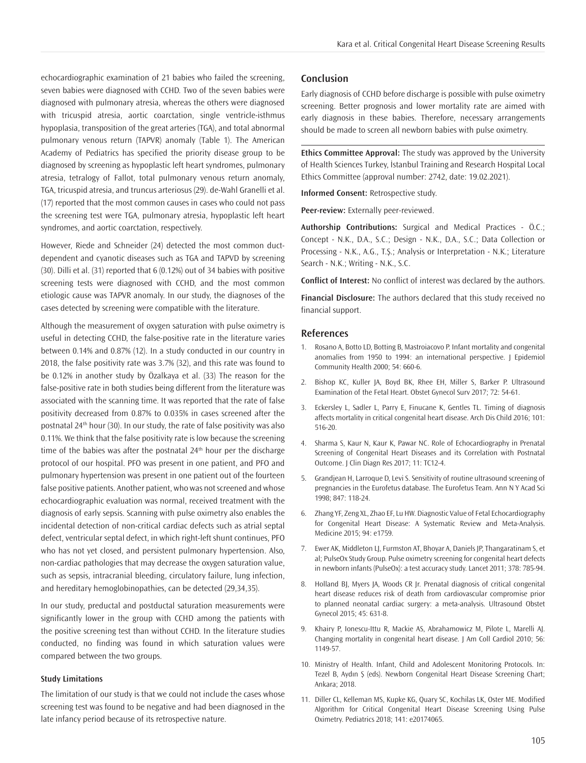echocardiographic examination of 21 babies who failed the screening, seven babies were diagnosed with CCHD. Two of the seven babies were diagnosed with pulmonary atresia, whereas the others were diagnosed with tricuspid atresia, aortic coarctation, single ventricle-isthmus hypoplasia, transposition of the great arteries (TGA), and total abnormal pulmonary venous return (TAPVR) anomaly (Table 1). The American Academy of Pediatrics has specified the priority disease group to be diagnosed by screening as hypoplastic left heart syndromes, pulmonary atresia, tetralogy of Fallot, total pulmonary venous return anomaly, TGA, tricuspid atresia, and truncus arteriosus (29). de-Wahl Granelli et al. (17) reported that the most common causes in cases who could not pass the screening test were TGA, pulmonary atresia, hypoplastic left heart syndromes, and aortic coarctation, respectively.

However, Riede and Schneider (24) detected the most common duct-dependent and cyanotic diseases such as TGA and TAPVD by screening (30). Dilli et al. (31) reported that 6 (0.12%) out of 34 babies with positive screening tests were diagnosed with CCHD, and the most common etiologic cause was TAPVR anomaly. In our study, the diagnoses of the cases detected by screening were compatible with the literature.

Although the measurement of oxygen saturation with pulse oximetry is useful in detecting CCHD, the false-positive rate in the literature varies between 0.14% and 0.87% (12). In a study conducted in our country in 2018, the false positivity rate was 3.7% (32), and this rate was found to be 0.12% in another study by Özalkaya et al. (33) The reason for the false-positive rate in both studies being different from the literature was associated with the scanning time. It was reported that the rate of false positivity decreased from 0.87% to 0.035% in cases screened after the postnatal 24th hour (30). In our study, the rate of false positivity was also 0.11%. We think that the false positivity rate is low because the screening time of the babies was after the postnatal 24th hour per the discharge protocol of our hospital. PFO was present in one patient, and PFO and pulmonary hypertension was present in one patient out of the fourteen false positive patients. Another patient, who was not screened and whose echocardiographic evaluation was normal, received treatment with the diagnosis of early sepsis. Scanning with pulse oximetry also enables the incidental detection of non-critical cardiac defects such as atrial septal defect, ventricular septal defect, in which right-left shunt continues, PFO who has not yet closed, and persistent pulmonary hypertension. Also, non-cardiac pathologies that may decrease the oxygen saturation value, such as sepsis, intracranial bleeding, circulatory failure, lung infection, and hereditary hemoglobinopathies, can be detected (29,34,35).

In our study, preductal and postductal saturation measurements were significantly lower in the group with CCHD among the patients with the positive screening test than without CCHD. In the literature studies conducted, no finding was found in which saturation values were compared between the two groups.

### Study Limitations

The limitation of our study is that we could not include the cases whose screening test was found to be negative and had been diagnosed in the late infancy period because of its retrospective nature.

## Conclusion

Early diagnosis of CCHD before discharge is possible with pulse oximetry screening. Better prognosis and lower mortality rate are aimed with early diagnosis in these babies. Therefore, necessary arrangements should be made to screen all newborn babies with pulse oximetry.

**Ethics Committee Approval:** The study was approved by the University of Health Sciences Turkey, İstanbul Training and Research Hospital Local Ethics Committee (approval number: 2742, date: 19.02.2021).

**Informed Consent:** Retrospective study.

**Peer-review:** Externally peer-reviewed.

**Authorship Contributions:** Surgical and Medical Practices - Ö.C.; Concept - N.K., D.A., S.C.; Design - N.K., D.A., S.C.; Data Collection or Processing - N.K., A.G., T.Ş.; Analysis or Interpretation - N.K.; Literature Search - N.K.; Writing - N.K., S.C.

**Conflict of Interest:** No conflict of interest was declared by the authors.

**Financial Disclosure:** The authors declared that this study received no financial support.

## References

1. Rosano A, Botto LD, Botting B, Mastroiacovo P. Infant mortality and congenital anomalies from 1950 to 1994: an international perspective. J Epidemiol Community Health 2000; 54: 660-6.
2. Bishop KC, Kuller JA, Boyd BK, Rhee EH, Miller S, Barker P. Ultrasound Examination of the Fetal Heart. Obstet Gynecol Surv 2017; 72: 54-61.
3. Eckersley L, Sadler L, Parry E, Finucane K, Gentles TL. Timing of diagnosis affects mortality in critical congenital heart disease. Arch Dis Child 2016; 101: 516-20.
4. Sharma S, Kaur N, Kaur K, Pawar NC. Role of Echocardiography in Prenatal Screening of Congenital Heart Diseases and its Correlation with Postnatal Outcome. J Clin Diagn Res 2017; 11: TC12-4.
5. Grandjean H, Larroque D, Levi S. Sensitivity of routine ultrasound screening of pregnancies in the Eurofetus database. The Eurofetus Team. Ann N Y Acad Sci 1998; 847: 118-24.
6. Zhang YF, Zeng XL, Zhao EF, Lu HW. Diagnostic Value of Fetal Echocardiography for Congenital Heart Disease: A Systematic Review and Meta-Analysis. Medicine 2015; 94: e1759.
7. Ewer AK, Middleton LJ, Furmston AT, Bhoyar A, Daniels JP, Thangaratinam S, et al; PulseOx Study Group. Pulse oximetry screening for congenital heart defects in newborn infants (PulseOx): a test accuracy study. Lancet 2011; 378: 785-94.
8. Holland BJ, Myers JA, Woods CR Jr. Prenatal diagnosis of critical congenital heart disease reduces risk of death from cardiovascular compromise prior to planned neonatal cardiac surgery: a meta-analysis. Ultrasound Obstet Gynecol 2015; 45: 631-8.
9. Khairy P, Ionescu-Ittu R, Mackie AS, Abrahamowicz M, Pilote L, Marelli AJ. Changing mortality in congenital heart disease. J Am Coll Cardiol 2010; 56: 1149-57.
10. Ministry of Health. Infant, Child and Adolescent Monitoring Protocols. In: Tezel B, Aydın Ş (eds). Newborn Congenital Heart Disease Screening Chart; Ankara; 2018.
11. Diller CL, Kelleman MS, Kupke KG, Quary SC, Kochilas LK, Oster ME. Modified Algorithm for Critical Congenital Heart Disease Screening Using Pulse Oximetry. Pediatrics 2018; 141: e20174065.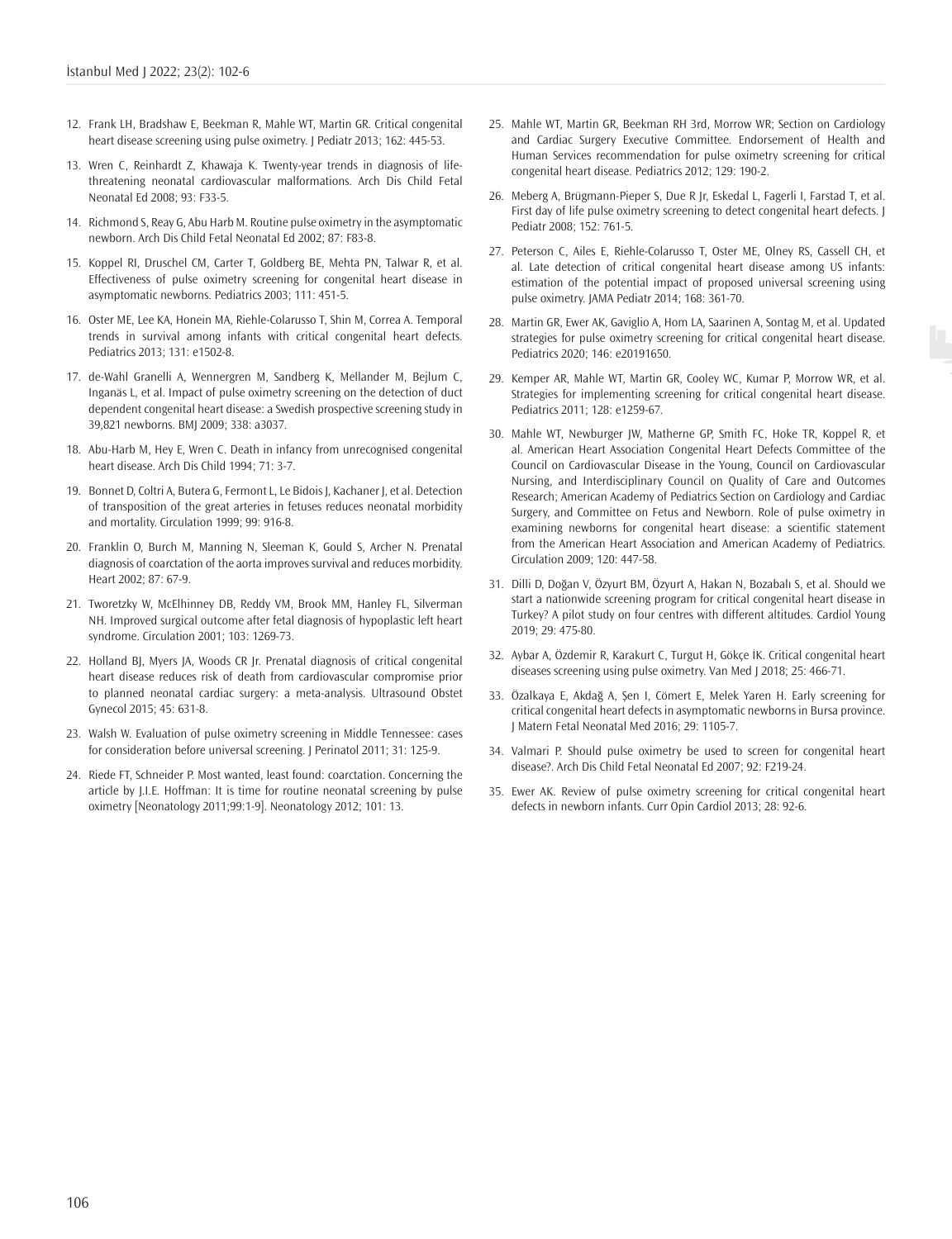12. Frank LH, Bradshaw E, Beekman R, Mahle WT, Martin GR. Critical congenital heart disease screening using pulse oximetry. J Pediatr 2013; 162: 445-53.
13. Wren C, Reinhardt Z, Khawaja K. Twenty-year trends in diagnosis of life-threatening neonatal cardiovascular malformations. Arch Dis Child Fetal Neonatal Ed 2008; 93: F33-5.
14. Richmond S, Reay G, Abu Harb M. Routine pulse oximetry in the asymptomatic newborn. Arch Dis Child Fetal Neonatal Ed 2002; 87: F83-8.
15. Koppel RI, Druschel CM, Carter T, Goldberg BE, Mehta PN, Talwar R, et al. Effectiveness of pulse oximetry screening for congenital heart disease in asymptomatic newborns. Pediatrics 2003; 111: 451-5.
16. Oster ME, Lee KA, Honein MA, Riehle-Colarusso T, Shin M, Correa A. Temporal trends in survival among infants with critical congenital heart defects. Pediatrics 2013; 131: e1502-8.
17. de-Wahl Granelli A, Wennergren M, Sandberg K, Mellander M, Bejlum C, Inganäs L, et al. Impact of pulse oximetry screening on the detection of duct dependent congenital heart disease: a Swedish prospective screening study in 39,821 newborns. BMJ 2009; 338: a3037.
18. Abu-Harb M, Hey E, Wren C. Death in infancy from unrecognised congenital heart disease. Arch Dis Child 1994; 71: 3-7.
19. Bonnet D, Coltri A, Butera G, Fermont L, Le Bidois J, Kachaner J, et al. Detection of transposition of the great arteries in fetuses reduces neonatal morbidity and mortality. Circulation 1999; 99: 916-8.
20. Franklin O, Burch M, Manning N, Sleeman K, Gould S, Archer N. Prenatal diagnosis of coarctation of the aorta improves survival and reduces morbidity. Heart 2002; 87: 67-9.
21. Tworetzky W, McElhinney DB, Reddy VM, Brook MM, Hanley FL, Silverman NH. Improved surgical outcome after fetal diagnosis of hypoplastic left heart syndrome. Circulation 2001; 103: 1269-73.
22. Holland BJ, Myers JA, Woods CR Jr. Prenatal diagnosis of critical congenital heart disease reduces risk of death from cardiovascular compromise prior to planned neonatal cardiac surgery: a meta-analysis. Ultrasound Obstet Gynecol 2015; 45: 631-8.
23. Walsh W. Evaluation of pulse oximetry screening in Middle Tennessee: cases for consideration before universal screening. J Perinatol 2011; 31: 125-9.
24. Riede FT, Schneider P. Most wanted, least found: coarctation. Concerning the article by J.I.E. Hoffman: It is time for routine neonatal screening by pulse oximetry [Neonatology 2011;99:1-9]. Neonatology 2012; 101: 13.
25. Mahle WT, Martin GR, Beekman RH 3rd, Morrow WR; Section on Cardiology and Cardiac Surgery Executive Committee. Endorsement of Health and Human Services recommendation for pulse oximetry screening for critical congenital heart disease. Pediatrics 2012; 129: 190-2.
26. Meberg A, Brügmann-Pieper S, Due R Jr, Eskedal L, Fagerli I, Farstad T, et al. First day of life pulse oximetry screening to detect congenital heart defects. J Pediatr 2008; 152: 761-5.
27. Peterson C, Ailes E, Riehle-Colarusso T, Oster ME, Olney RS, Cassell CH, et al. Late detection of critical congenital heart disease among US infants: estimation of the potential impact of proposed universal screening using pulse oximetry. JAMA Pediatr 2014; 168: 361-70.
28. Martin GR, Ewer AK, Gaviglio A, Hom LA, Saarinen A, Sontag M, et al. Updated strategies for pulse oximetry screening for critical congenital heart disease. Pediatrics 2020; 146: e20191650.
29. Kemper AR, Mahle WT, Martin GR, Cooley WC, Kumar P, Morrow WR, et al. Strategies for implementing screening for critical congenital heart disease. Pediatrics 2011; 128: e1259-67.
30. Mahle WT, Newburger JW, Matherne GP, Smith FC, Hoke TR, Koppel R, et al. American Heart Association Congenital Heart Defects Committee of the Council on Cardiovascular Disease in the Young, Council on Cardiovascular Nursing, and Interdisciplinary Council on Quality of Care and Outcomes Research; American Academy of Pediatrics Section on Cardiology and Cardiac Surgery, and Committee on Fetus and Newborn. Role of pulse oximetry in examining newborns for congenital heart disease: a scientific statement from the American Heart Association and American Academy of Pediatrics. Circulation 2009; 120: 447-58.
31. Dilli D, Doğan V, Özyurt BM, Özyurt A, Hakan N, Bozabalı S, et al. Should we start a nationwide screening program for critical congenital heart disease in Turkey? A pilot study on four centres with different altitudes. Cardiol Young 2019; 29: 475-80.
32. Aybar A, Özdemir R, Karakurt C, Turgut H, Gökçe İK. Critical congenital heart diseases screening using pulse oximetry. Van Med J 2018; 25: 466-71.
33. Özalkaya E, Akdağ A, Şen I, Cömert E, Melek Yaren H. Early screening for critical congenital heart defects in asymptomatic newborns in Bursa province. J Matern Fetal Neonatal Med 2016; 29: 1105-7.
34. Valmari P. Should pulse oximetry be used to screen for congenital heart disease?. Arch Dis Child Fetal Neonatal Ed 2007; 92: F219-24.
35. Ewer AK. Review of pulse oximetry screening for critical congenital heart defects in newborn infants. Curr Opin Cardiol 2013; 28: 92-6.